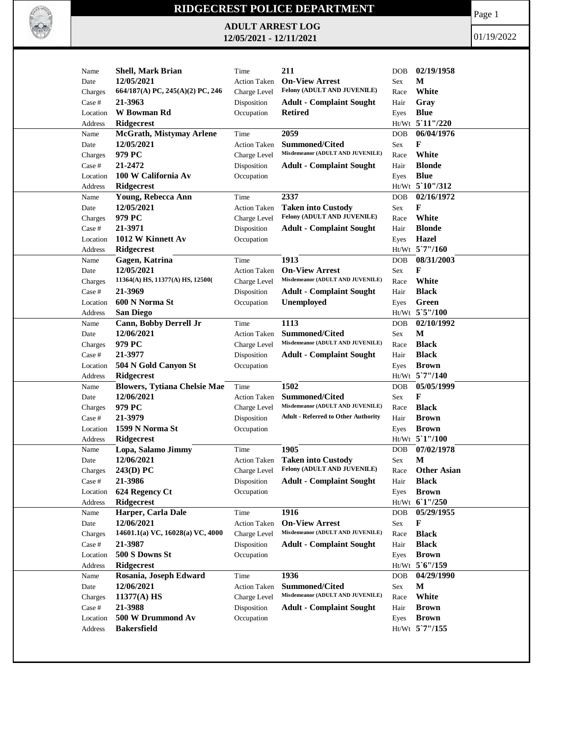# RIDGECREST POLICE DEPARTMENT

## ADULT ARREST LOG

**12/05/2021 - 12/11/2021**

01/19/2022

| Name | Date | Charges | Case # | Location | Address | Time | Action Taken | Charge Level | Disposition | Occupation | DOB | Sex | Race | Hair | Eyes | Ht/Wt |
|---|---|---|---|---|---|---|---|---|---|---|---|---|---|---|---|---|
| Shell, Mark Brian | 12/05/2021 | 664/187(A) PC, 245(A)(2) PC, 246 | 21-3963 | W Bowman Rd | Ridgecrest | 211 | On-View Arrest | Felony (ADULT AND JUVENILE) | Adult - Complaint Sought | Retired | 02/19/1958 | M | White | Gray | Blue | 5`11"/220 |
| McGrath, Mistymay Arlene | 12/05/2021 | 979 PC | 21-2472 | 100 W California Av | Ridgecrest | 2059 | Summoned/Cited | Misdemeanor (ADULT AND JUVENILE) | Adult - Complaint Sought | | 06/04/1976 | F | White | Blonde | Blue | 5`10"/312 |
| Young, Rebecca Ann | 12/05/2021 | 979 PC | 21-3971 | 1012 W Kinnett Av | Ridgecrest | 2337 | Taken into Custody | Felony (ADULT AND JUVENILE) | Adult - Complaint Sought | | 02/16/1972 | F | White | Blonde | Hazel | 5`7"/160 |
| Gagen, Katrina | 12/05/2021 | 11364(A) HS, 11377(A) HS, 12500( | 21-3969 | 600 N Norma St | San Diego | 1913 | On-View Arrest | Misdemeanor (ADULT AND JUVENILE) | Adult - Complaint Sought | Unemployed | 08/31/2003 | F | White | Black | Green | 5`5"/100 |
| Cann, Bobby Derrell Jr | 12/06/2021 | 979 PC | 21-3977 | 504 N Gold Canyon St | Ridgecrest | 1113 | Summoned/Cited | Misdemeanor (ADULT AND JUVENILE) | Adult - Complaint Sought | | 02/10/1992 | M | Black | Black | Brown | 5`7"/140 |
| Blowers, Tytiana Chelsie Mae | 12/06/2021 | 979 PC | 21-3979 | 1599 N Norma St | Ridgecrest | 1502 | Summoned/Cited | Misdemeanor (ADULT AND JUVENILE) | Adult - Referred to Other Authority | | 05/05/1999 | F | Black | Brown | Brown | 5`1"/100 |
| Lopa, Salamo Jimmy | 12/06/2021 | 243(D) PC | 21-3986 | 624 Regency Ct | Ridgecrest | 1905 | Taken into Custody | Felony (ADULT AND JUVENILE) | Adult - Complaint Sought | | 07/02/1978 | M | Other Asian | Black | Brown | 6`1"/250 |
| Harper, Carla Dale | 12/06/2021 | 14601.1(a) VC, 16028(a) VC, 4000 | 21-3987 | 500 S Downs St | Ridgecrest | 1916 | On-View Arrest | Misdemeanor (ADULT AND JUVENILE) | Adult - Complaint Sought | | 05/29/1955 | F | Black | Black | Brown | 5`6"/159 |
| Rosania, Joseph Edward | 12/06/2021 | 11377(A) HS | 21-3988 | 500 W Drummond Av | Bakersfield | 1936 | Summoned/Cited | Misdemeanor (ADULT AND JUVENILE) | Adult - Complaint Sought | | 04/29/1990 | M | White | Brown | Brown | 5`7"/155 |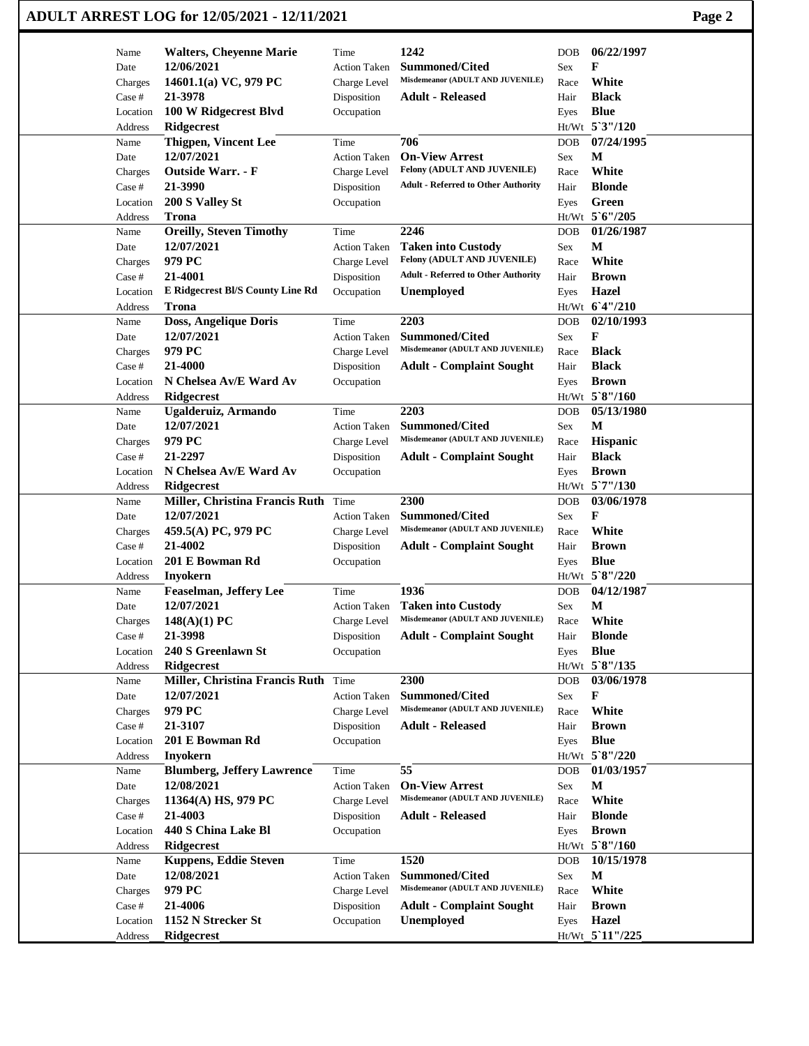# ADULT ARREST LOG for 12/05/2021 - 12/11/2021

| Name | Date | Charges | Case # | Location | Address | Time | Action Taken | Charge Level | Disposition | Occupation | DOB | Sex | Race | Hair | Eyes | Ht/Wt |
|---|---|---|---|---|---|---|---|---|---|---|---|---|---|---|---|---|
| Walters, Cheyenne Marie | 12/06/2021 | 14601.1(a) VC, 979 PC | 21-3978 | 100 W Ridgecrest Blvd | Ridgecrest | 1242 | Summoned/Cited | Misdemeanor (ADULT AND JUVENILE) | Adult - Released | | 06/22/1997 | F | White | Black | Blue | 5`3"/120 |
| Thigpen, Vincent Lee | 12/07/2021 | Outside Warr. - F | 21-3990 | 200 S Valley St | Trona | 706 | On-View Arrest | Felony (ADULT AND JUVENILE) | Adult - Referred to Other Authority | | 07/24/1995 | M | White | Blonde | Green | 5`6"/205 |
| Oreilly, Steven Timothy | 12/07/2021 | 979 PC | 21-4001 | E Ridgecrest Bl/S County Line Rd | Trona | 2246 | Taken into Custody | Felony (ADULT AND JUVENILE) | Adult - Referred to Other Authority | Unemployed | 01/26/1987 | M | White | Brown | Hazel | 6`4"/210 |
| Doss, Angelique Doris | 12/07/2021 | 979 PC | 21-4000 | N Chelsea Av/E Ward Av | Ridgecrest | 2203 | Summoned/Cited | Misdemeanor (ADULT AND JUVENILE) | Adult - Complaint Sought | | 02/10/1993 | F | Black | Black | Brown | 5`8"/160 |
| Ugalderuiz, Armando | 12/07/2021 | 979 PC | 21-2297 | N Chelsea Av/E Ward Av | Ridgecrest | 2203 | Summoned/Cited | Misdemeanor (ADULT AND JUVENILE) | Adult - Complaint Sought | | 05/13/1980 | M | Hispanic | Black | Brown | 5`7"/130 |
| Miller, Christina Francis Ruth | 12/07/2021 | 459.5(A) PC, 979 PC | 21-4002 | 201 E Bowman Rd | Inyokern | 2300 | Summoned/Cited | Misdemeanor (ADULT AND JUVENILE) | Adult - Complaint Sought | | 03/06/1978 | F | White | Brown | Blue | 5`8"/220 |
| Feaselman, Jeffery Lee | 12/07/2021 | 148(A)(1) PC | 21-3998 | 240 S Greenlawn St | Ridgecrest | 1936 | Taken into Custody | Misdemeanor (ADULT AND JUVENILE) | Adult - Complaint Sought | | 04/12/1987 | M | White | Blonde | Blue | 5`8"/135 |
| Miller, Christina Francis Ruth | 12/07/2021 | 979 PC | 21-3107 | 201 E Bowman Rd | Inyokern | 2300 | Summoned/Cited | Misdemeanor (ADULT AND JUVENILE) | Adult - Released | | 03/06/1978 | F | White | Brown | Blue | 5`8"/220 |
| Blumberg, Jeffery Lawrence | 12/08/2021 | 11364(A) HS, 979 PC | 21-4003 | 440 S China Lake Bl | Ridgecrest | 55 | On-View Arrest | Misdemeanor (ADULT AND JUVENILE) | Adult - Released | | 01/03/1957 | M | White | Blonde | Brown | 5`8"/160 |
| Kuppens, Eddie Steven | 12/08/2021 | 979 PC | 21-4006 | 1152 N Strecker St | Ridgecrest | 1520 | Summoned/Cited | Misdemeanor (ADULT AND JUVENILE) | Adult - Complaint Sought | Unemployed | 10/15/1978 | M | White | Brown | Hazel | 5`11"/225 |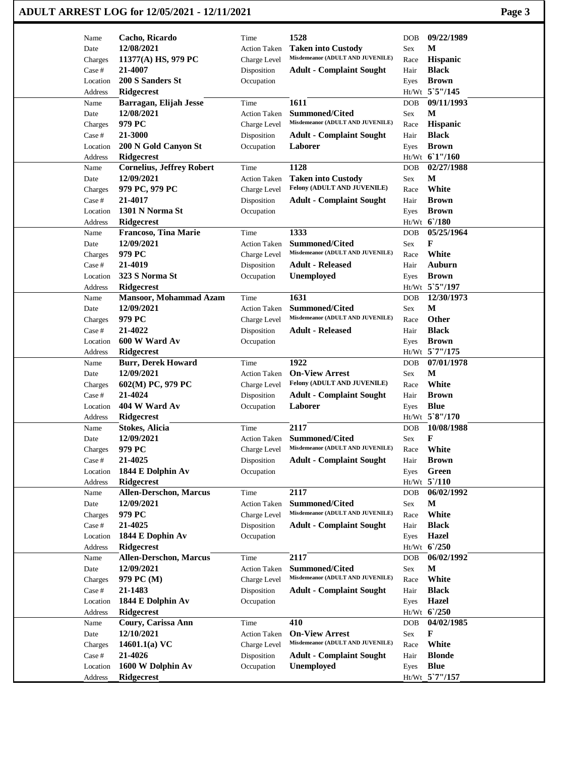# ADULT ARREST LOG for 12/05/2021 - 12/11/2021

| Name | Date | Charges | Case # | Location | Address | Time | Action Taken | Charge Level | Disposition | Occupation | DOB | Sex | Race | Hair | Eyes | Ht/Wt |
|---|---|---|---|---|---|---|---|---|---|---|---|---|---|---|---|---|
| Cacho, Ricardo | 12/08/2021 | 11377(A) HS, 979 PC | 21-4007 | 200 S Sanders St | Ridgecrest | 1528 | Taken into Custody | Misdemeanor (ADULT AND JUVENILE) | Adult - Complaint Sought | | 09/22/1989 | M | Hispanic | Black | Brown | 5`5"/145 |
| Barragan, Elijah Jesse | 12/08/2021 | 979 PC | 21-3000 | 200 N Gold Canyon St | Ridgecrest | 1611 | Summoned/Cited | Misdemeanor (ADULT AND JUVENILE) | Adult - Complaint Sought | Laborer | 09/11/1993 | M | Hispanic | Black | Brown | 6`1"/160 |
| Cornelius, Jeffrey Robert | 12/09/2021 | 979 PC, 979 PC | 21-4017 | 1301 N Norma St | Ridgecrest | 1128 | Taken into Custody | Felony (ADULT AND JUVENILE) | Adult - Complaint Sought | | 02/27/1988 | M | White | Brown | Brown | 6`/180 |
| Francoso, Tina Marie | 12/09/2021 | 979 PC | 21-4019 | 323 S Norma St | Ridgecrest | 1333 | Summoned/Cited | Misdemeanor (ADULT AND JUVENILE) | Adult - Released | Unemployed | 05/25/1964 | F | White | Auburn | Brown | 5`5"/197 |
| Mansoor, Mohammad Azam | 12/09/2021 | 979 PC | 21-4022 | 600 W Ward Av | Ridgecrest | 1631 | Summoned/Cited | Misdemeanor (ADULT AND JUVENILE) | Adult - Released | | 12/30/1973 | M | Other | Black | Brown | 5`7"/175 |
| Burr, Derek Howard | 12/09/2021 | 602(M) PC, 979 PC | 21-4024 | 404 W Ward Av | Ridgecrest | 1922 | On-View Arrest | Felony (ADULT AND JUVENILE) | Adult - Complaint Sought | Laborer | 07/01/1978 | M | White | Brown | Blue | 5`8"/170 |
| Stokes, Alicia | 12/09/2021 | 979 PC | 21-4025 | 1844 E Dolphin Av | Ridgecrest | 2117 | Summoned/Cited | Misdemeanor (ADULT AND JUVENILE) | Adult - Complaint Sought | | 10/08/1988 | F | White | Brown | Green | 5`/110 |
| Allen-Derschon, Marcus | 12/09/2021 | 979 PC | 21-4025 | 1844 E Dophin Av | Ridgecrest | 2117 | Summoned/Cited | Misdemeanor (ADULT AND JUVENILE) | Adult - Complaint Sought | | 06/02/1992 | M | White | Black | Hazel | 6`/250 |
| Allen-Derschon, Marcus | 12/09/2021 | 979 PC (M) | 21-1483 | 1844 E Dolphin Av | Ridgecrest | 2117 | Summoned/Cited | Misdemeanor (ADULT AND JUVENILE) | Adult - Complaint Sought | | 06/02/1992 | M | White | Black | Hazel | 6`/250 |
| Coury, Carissa Ann | 12/10/2021 | 14601.1(a) VC | 21-4026 | 1600 W Dolphin Av | Ridgecrest | 410 | On-View Arrest | Misdemeanor (ADULT AND JUVENILE) | Adult - Complaint Sought | Unemployed | 04/02/1985 | F | White | Blonde | Blue | 5`7"/157 |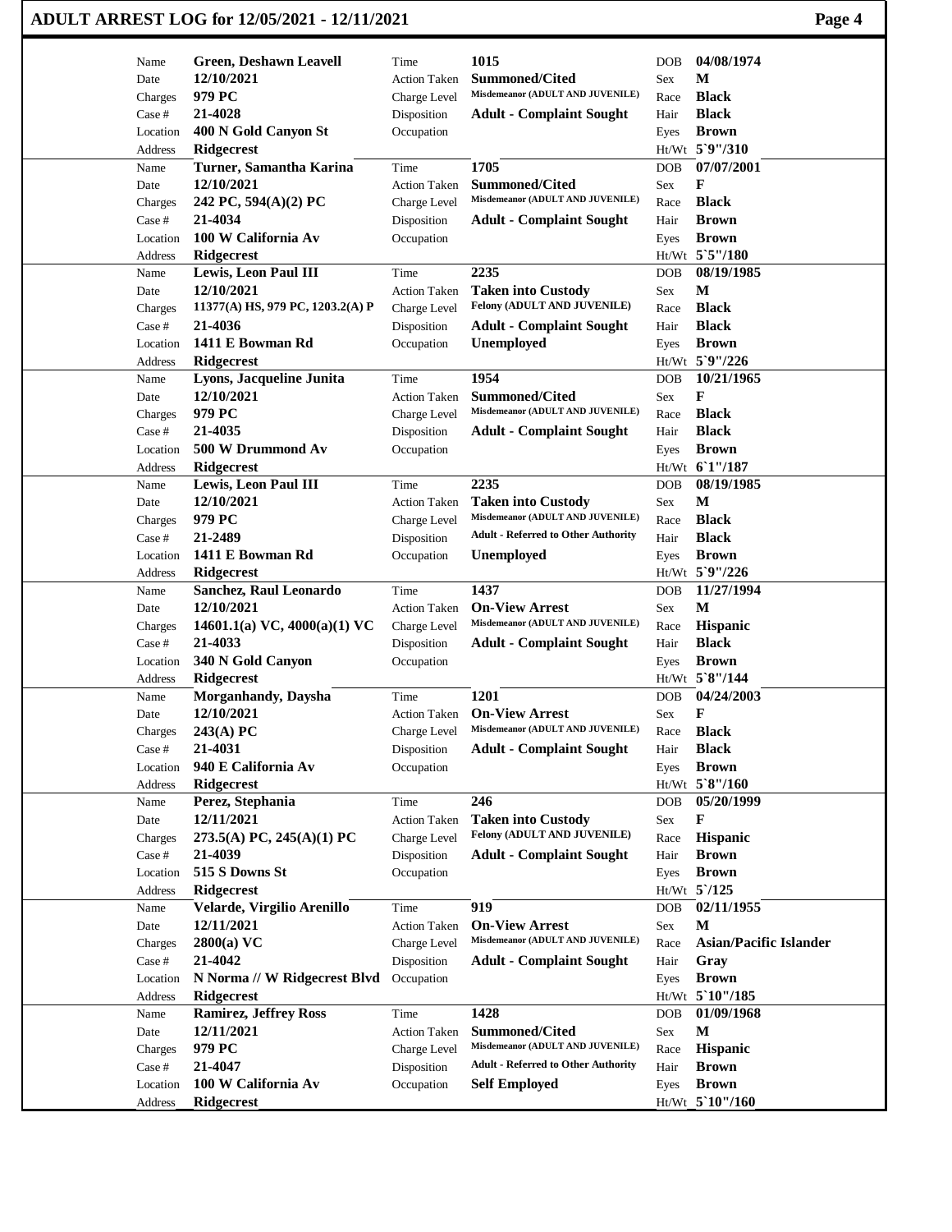| Name | Date | Charges | Case # | Location | Address | Time | Action Taken | Charge Level | Disposition | Occupation | DOB | Sex | Race | Hair | Eyes | Ht/Wt |
|---|---|---|---|---|---|---|---|---|---|---|---|---|---|---|---|---|
| Green, Deshawn Leavell | 12/10/2021 | 979 PC | 21-4028 | 400 N Gold Canyon St | Ridgecrest | 1015 | Summoned/Cited | Misdemeanor (ADULT AND JUVENILE) | Adult - Complaint Sought | | 04/08/1974 | M | Black | Black | Brown | 5`9"/310 |
| Turner, Samantha Karina | 12/10/2021 | 242 PC, 594(A)(2) PC | 21-4034 | 100 W California Av | Ridgecrest | 1705 | Summoned/Cited | Misdemeanor (ADULT AND JUVENILE) | Adult - Complaint Sought | | 07/07/2001 | F | Black | Brown | Brown | 5`5"/180 |
| Lewis, Leon Paul III | 12/10/2021 | 11377(A) HS, 979 PC, 1203.2(A) P | 21-4036 | 1411 E Bowman Rd | Ridgecrest | 2235 | Taken into Custody | Felony (ADULT AND JUVENILE) | Adult - Complaint Sought | Unemployed | 08/19/1985 | M | Black | Black | Brown | 5`9"/226 |
| Lyons, Jacqueline Junita | 12/10/2021 | 979 PC | 21-4035 | 500 W Drummond Av | Ridgecrest | 1954 | Summoned/Cited | Misdemeanor (ADULT AND JUVENILE) | Adult - Complaint Sought | | 10/21/1965 | F | Black | Black | Brown | 6`1"/187 |
| Lewis, Leon Paul III | 12/10/2021 | 979 PC | 21-2489 | 1411 E Bowman Rd | Ridgecrest | 2235 | Taken into Custody | Misdemeanor (ADULT AND JUVENILE) | Adult - Referred to Other Authority | Unemployed | 08/19/1985 | M | Black | Black | Brown | 5`9"/226 |
| Sanchez, Raul Leonardo | 12/10/2021 | 14601.1(a) VC, 4000(a)(1) VC | 21-4033 | 340 N Gold Canyon | Ridgecrest | 1437 | On-View Arrest | Misdemeanor (ADULT AND JUVENILE) | Adult - Complaint Sought | | 11/27/1994 | M | Hispanic | Black | Brown | 5`8"/144 |
| Morganhandy, Daysha | 12/10/2021 | 243(A) PC | 21-4031 | 940 E California Av | Ridgecrest | 1201 | On-View Arrest | Misdemeanor (ADULT AND JUVENILE) | Adult - Complaint Sought | | 04/24/2003 | F | Black | Black | Brown | 5`8"/160 |
| Perez, Stephania | 12/11/2021 | 273.5(A) PC, 245(A)(1) PC | 21-4039 | 515 S Downs St | Ridgecrest | 246 | Taken into Custody | Felony (ADULT AND JUVENILE) | Adult - Complaint Sought | | 05/20/1999 | F | Hispanic | Brown | Brown | 5`/125 |
| Velarde, Virgilio Arenillo | 12/11/2021 | 2800(a) VC | 21-4042 | N Norma // W Ridgecrest Blvd | Ridgecrest | 919 | On-View Arrest | Misdemeanor (ADULT AND JUVENILE) | Adult - Complaint Sought | | 02/11/1955 | M | Asian/Pacific Islander | Gray | Brown | 5`10"/185 |
| Ramirez, Jeffrey Ross | 12/11/2021 | 979 PC | 21-4047 | 100 W California Av | Ridgecrest | 1428 | Summoned/Cited | Misdemeanor (ADULT AND JUVENILE) | Adult - Referred to Other Authority | Self Employed | 01/09/1968 | M | Hispanic | Brown | Brown | 5`10"/160 |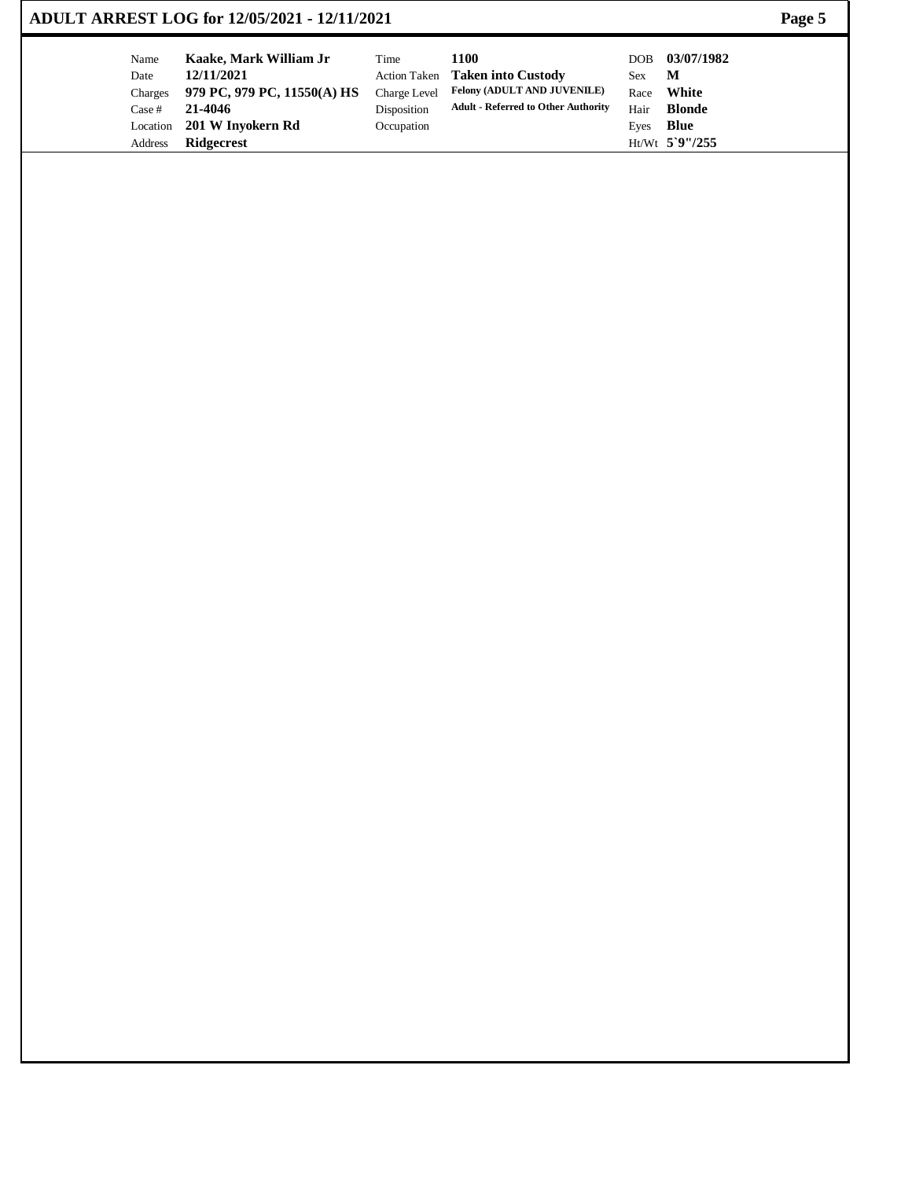# ADULT ARREST LOG for 12/05/2021 - 12/11/2021

| | | | | | |
|---|---|---|---|---|---|
| Name | **Kaake, Mark William Jr** | Time | **1100** | DOB | **03/07/1982** |
| Date | **12/11/2021** | Action Taken | **Taken into Custody** | Sex | **M** |
| Charges | **979 PC, 979 PC, 11550(A) HS** | Charge Level | **Felony (ADULT AND JUVENILE)** | Race | **White** |
| Case # | **21-4046** | Disposition | **Adult - Referred to Other Authority** | Hair | **Blonde** |
| Location | **201 W Inyokern Rd** | Occupation | | Eyes | **Blue** |
| Address | **Ridgecrest** | | | Ht/Wt | **5`9"/255** |